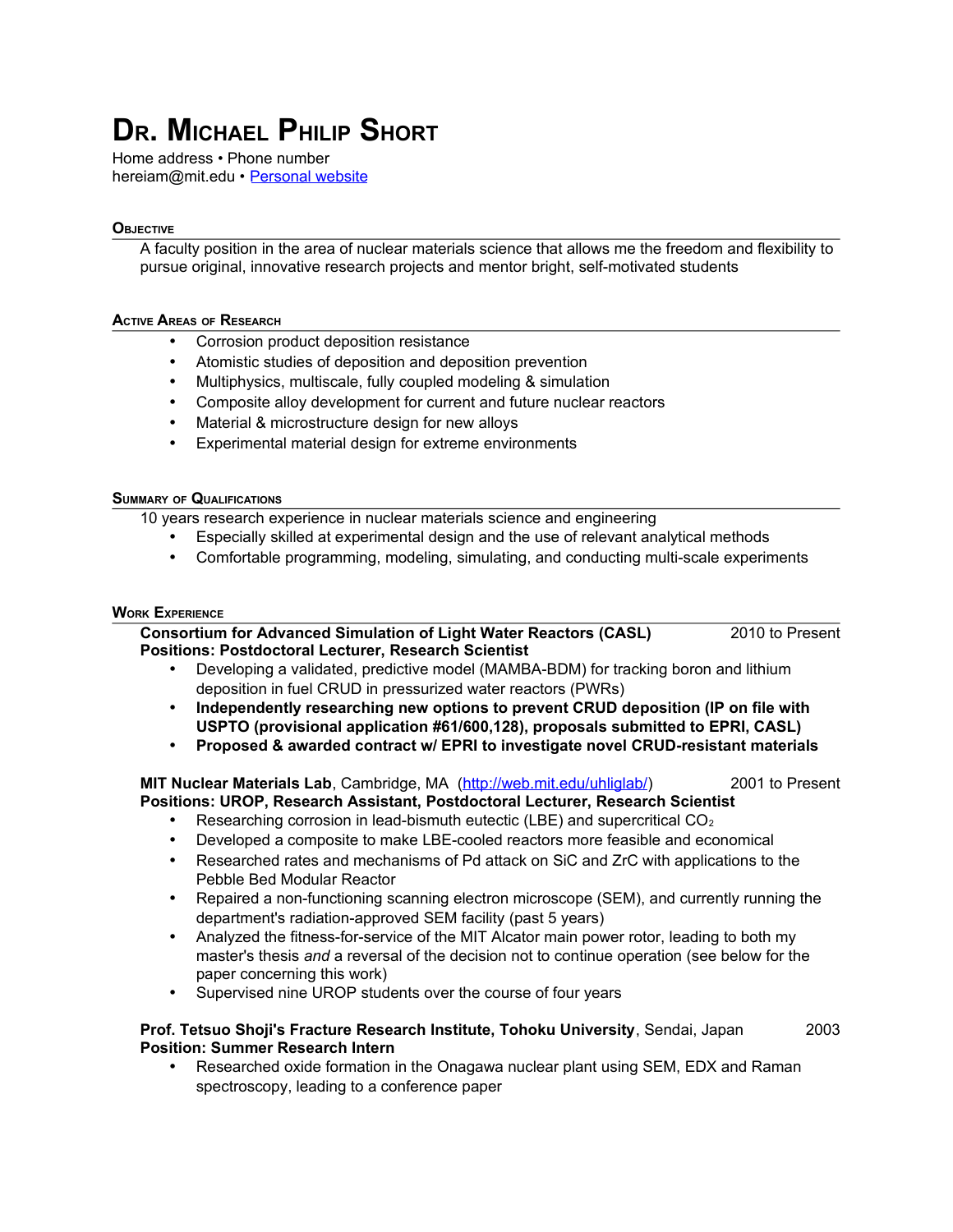# Dr. Michael Philip Short

Home address • Phone number
hereiam@mit.edu • [Personal website]

## Objective

A faculty position in the area of nuclear materials science that allows me the freedom and flexibility to pursue original, innovative research projects and mentor bright, self-motivated students

## Active Areas of Research

- Corrosion product deposition resistance
- Atomistic studies of deposition and deposition prevention
- Multiphysics, multiscale, fully coupled modeling & simulation
- Composite alloy development for current and future nuclear reactors
- Material & microstructure design for new alloys
- Experimental material design for extreme environments

## Summary of Qualifications

10 years research experience in nuclear materials science and engineering

- Especially skilled at experimental design and the use of relevant analytical methods
- Comfortable programming, modeling, simulating, and conducting multi-scale experiments

## Work Experience

**Consortium for Advanced Simulation of Light Water Reactors (CASL)** — 2010 to Present
**Positions: Postdoctoral Lecturer, Research Scientist**

- Developing a validated, predictive model (MAMBA-BDM) for tracking boron and lithium deposition in fuel CRUD in pressurized water reactors (PWRs)
- **Independently researching new options to prevent CRUD deposition (IP on file with USPTO (provisional application #61/600,128), proposals submitted to EPRI, CASL)**
- **Proposed & awarded contract w/ EPRI to investigate novel CRUD-resistant materials**

**MIT Nuclear Materials Lab**, Cambridge, MA (http://web.mit.edu/uhliglab/) — 2001 to Present
**Positions: UROP, Research Assistant, Postdoctoral Lecturer, Research Scientist**

- Researching corrosion in lead-bismuth eutectic (LBE) and supercritical $CO_2$
- Developed a composite to make LBE-cooled reactors more feasible and economical
- Researched rates and mechanisms of Pd attack on SiC and ZrC with applications to the Pebble Bed Modular Reactor
- Repaired a non-functioning scanning electron microscope (SEM), and currently running the department's radiation-approved SEM facility (past 5 years)
- Analyzed the fitness-for-service of the MIT Alcator main power rotor, leading to both my master's thesis *and* a reversal of the decision not to continue operation (see below for the paper concerning this work)
- Supervised nine UROP students over the course of four years

**Prof. Tetsuo Shoji's Fracture Research Institute, Tohoku University**, Sendai, Japan — 2003
**Position: Summer Research Intern**

- Researched oxide formation in the Onagawa nuclear plant using SEM, EDX and Raman spectroscopy, leading to a conference paper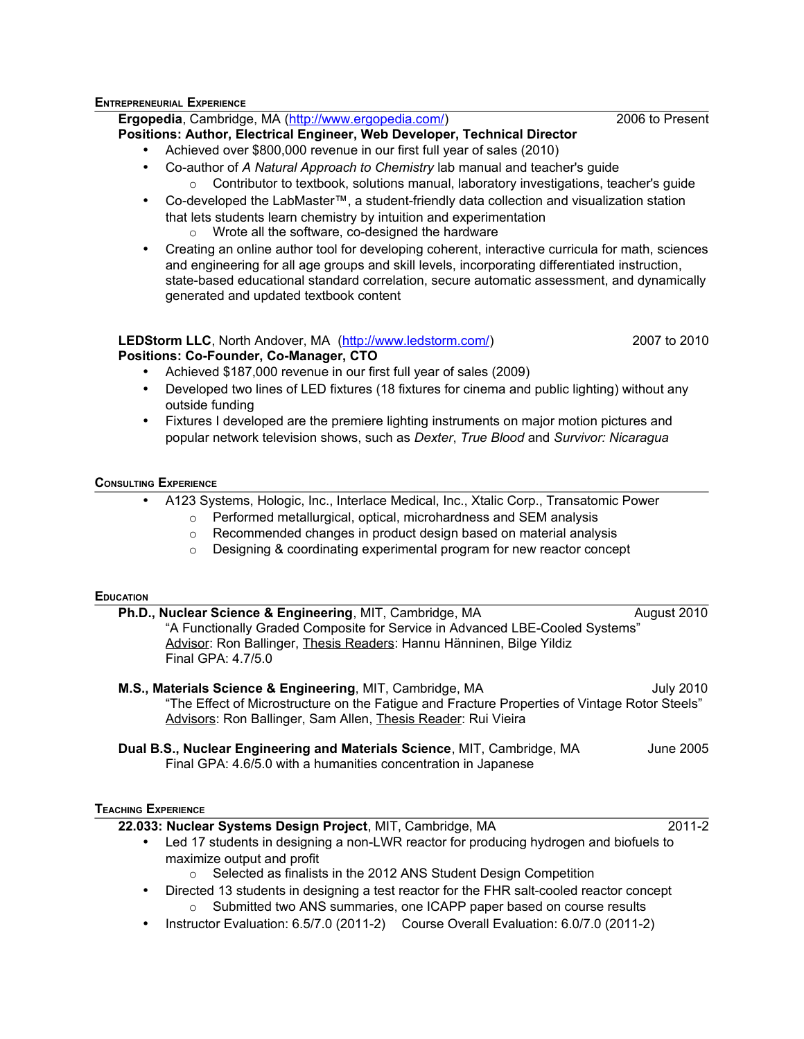## Entrepreneurial Experience

**Ergopedia**, Cambridge, MA (http://www.ergopedia.com/) 2006 to Present
**Positions: Author, Electrical Engineer, Web Developer, Technical Director**

- Achieved over $800,000 revenue in our first full year of sales (2010)
- Co-author of *A Natural Approach to Chemistry* lab manual and teacher's guide
  - Contributor to textbook, solutions manual, laboratory investigations, teacher's guide
- Co-developed the LabMaster™, a student-friendly data collection and visualization station that lets students learn chemistry by intuition and experimentation
  - Wrote all the software, co-designed the hardware
- Creating an online author tool for developing coherent, interactive curricula for math, sciences and engineering for all age groups and skill levels, incorporating differentiated instruction, state-based educational standard correlation, secure automatic assessment, and dynamically generated and updated textbook content

**LEDStorm LLC**, North Andover, MA (http://www.ledstorm.com/) 2007 to 2010
**Positions: Co-Founder, Co-Manager, CTO**

- Achieved $187,000 revenue in our first full year of sales (2009)
- Developed two lines of LED fixtures (18 fixtures for cinema and public lighting) without any outside funding
- Fixtures I developed are the premiere lighting instruments on major motion pictures and popular network television shows, such as *Dexter*, *True Blood* and *Survivor: Nicaragua*

## Consulting Experience

- A123 Systems, Hologic, Inc., Interlace Medical, Inc., Xtalic Corp., Transatomic Power
  - Performed metallurgical, optical, microhardness and SEM analysis
  - Recommended changes in product design based on material analysis
  - Designing & coordinating experimental program for new reactor concept

## Education

**Ph.D., Nuclear Science & Engineering**, MIT, Cambridge, MA August 2010
"A Functionally Graded Composite for Service in Advanced LBE-Cooled Systems"
Advisor: Ron Ballinger, Thesis Readers: Hannu Hänninen, Bilge Yildiz
Final GPA: 4.7/5.0

**M.S., Materials Science & Engineering**, MIT, Cambridge, MA July 2010
"The Effect of Microstructure on the Fatigue and Fracture Properties of Vintage Rotor Steels"
Advisors: Ron Ballinger, Sam Allen, Thesis Reader: Rui Vieira

**Dual B.S., Nuclear Engineering and Materials Science**, MIT, Cambridge, MA June 2005
Final GPA: 4.6/5.0 with a humanities concentration in Japanese

## Teaching Experience

**22.033: Nuclear Systems Design Project**, MIT, Cambridge, MA 2011-2

- Led 17 students in designing a non-LWR reactor for producing hydrogen and biofuels to maximize output and profit
  - Selected as finalists in the 2012 ANS Student Design Competition
- Directed 13 students in designing a test reactor for the FHR salt-cooled reactor concept
  - Submitted two ANS summaries, one ICAPP paper based on course results
- Instructor Evaluation: 6.5/7.0 (2011-2) Course Overall Evaluation: 6.0/7.0 (2011-2)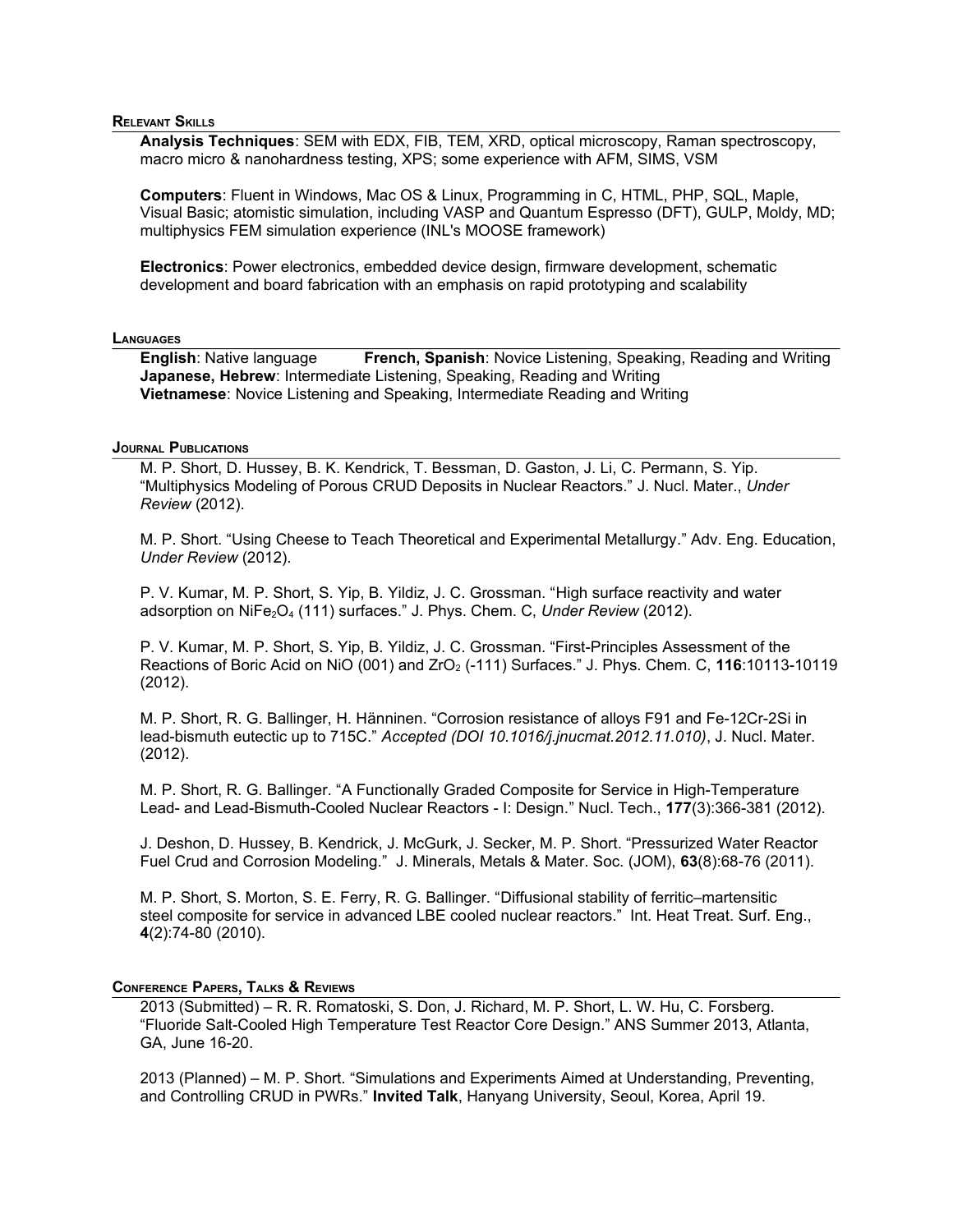## Relevant Skills

**Analysis Techniques**: SEM with EDX, FIB, TEM, XRD, optical microscopy, Raman spectroscopy, macro micro & nanohardness testing, XPS; some experience with AFM, SIMS, VSM

**Computers**: Fluent in Windows, Mac OS & Linux, Programming in C, HTML, PHP, SQL, Maple, Visual Basic; atomistic simulation, including VASP and Quantum Espresso (DFT), GULP, Moldy, MD; multiphysics FEM simulation experience (INL's MOOSE framework)

**Electronics**: Power electronics, embedded device design, firmware development, schematic development and board fabrication with an emphasis on rapid prototyping and scalability

## Languages

**English**: Native language **French, Spanish**: Novice Listening, Speaking, Reading and Writing
**Japanese, Hebrew**: Intermediate Listening, Speaking, Reading and Writing
**Vietnamese**: Novice Listening and Speaking, Intermediate Reading and Writing

## Journal Publications

M. P. Short, D. Hussey, B. K. Kendrick, T. Bessman, D. Gaston, J. Li, C. Permann, S. Yip. "Multiphysics Modeling of Porous CRUD Deposits in Nuclear Reactors." J. Nucl. Mater., *Under Review* (2012).

M. P. Short. "Using Cheese to Teach Theoretical and Experimental Metallurgy." Adv. Eng. Education, *Under Review* (2012).

P. V. Kumar, M. P. Short, S. Yip, B. Yildiz, J. C. Grossman. "High surface reactivity and water adsorption on $NiFe_2O_4$ (111) surfaces." J. Phys. Chem. C, *Under Review* (2012).

P. V. Kumar, M. P. Short, S. Yip, B. Yildiz, J. C. Grossman. "First-Principles Assessment of the Reactions of Boric Acid on NiO (001) and $ZrO_2$ (-111) Surfaces." J. Phys. Chem. C, **116**:10113-10119 (2012).

M. P. Short, R. G. Ballinger, H. Hänninen. "Corrosion resistance of alloys F91 and Fe-12Cr-2Si in lead-bismuth eutectic up to 715C." *Accepted (DOI 10.1016/j.jnucmat.2012.11.010)*, J. Nucl. Mater. (2012).

M. P. Short, R. G. Ballinger. "A Functionally Graded Composite for Service in High-Temperature Lead- and Lead-Bismuth-Cooled Nuclear Reactors - I: Design." Nucl. Tech., **177**(3):366-381 (2012).

J. Deshon, D. Hussey, B. Kendrick, J. McGurk, J. Secker, M. P. Short. "Pressurized Water Reactor Fuel Crud and Corrosion Modeling." J. Minerals, Metals & Mater. Soc. (JOM), **63**(8):68-76 (2011).

M. P. Short, S. Morton, S. E. Ferry, R. G. Ballinger. "Diffusional stability of ferritic–martensitic steel composite for service in advanced LBE cooled nuclear reactors." Int. Heat Treat. Surf. Eng., **4**(2):74-80 (2010).

## Conference Papers, Talks & Reviews

2013 (Submitted) – R. R. Romatoski, S. Don, J. Richard, M. P. Short, L. W. Hu, C. Forsberg. "Fluoride Salt-Cooled High Temperature Test Reactor Core Design." ANS Summer 2013, Atlanta, GA, June 16-20.

2013 (Planned) – M. P. Short. "Simulations and Experiments Aimed at Understanding, Preventing, and Controlling CRUD in PWRs." **Invited Talk**, Hanyang University, Seoul, Korea, April 19.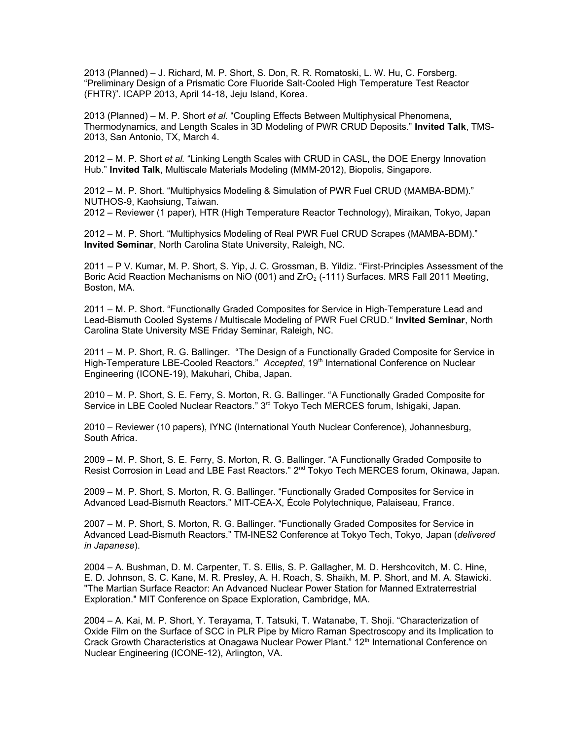2013 (Planned) – J. Richard, M. P. Short, S. Don, R. R. Romatoski, L. W. Hu, C. Forsberg. "Preliminary Design of a Prismatic Core Fluoride Salt-Cooled High Temperature Test Reactor (FHTR)". ICAPP 2013, April 14-18, Jeju Island, Korea.

2013 (Planned) – M. P. Short *et al.* "Coupling Effects Between Multiphysical Phenomena, Thermodynamics, and Length Scales in 3D Modeling of PWR CRUD Deposits." **Invited Talk**, TMS-2013, San Antonio, TX, March 4.

2012 – M. P. Short *et al.* "Linking Length Scales with CRUD in CASL, the DOE Energy Innovation Hub." **Invited Talk**, Multiscale Materials Modeling (MMM-2012), Biopolis, Singapore.

2012 – M. P. Short. "Multiphysics Modeling & Simulation of PWR Fuel CRUD (MAMBA-BDM)." NUTHOS-9, Kaohsiung, Taiwan.
2012 – Reviewer (1 paper), HTR (High Temperature Reactor Technology), Miraikan, Tokyo, Japan

2012 – M. P. Short. "Multiphysics Modeling of Real PWR Fuel CRUD Scrapes (MAMBA-BDM)." **Invited Seminar**, North Carolina State University, Raleigh, NC.

2011 – P V. Kumar, M. P. Short, S. Yip, J. C. Grossman, B. Yildiz. "First-Principles Assessment of the Boric Acid Reaction Mechanisms on NiO (001) and $ZrO_2$ (-111) Surfaces. MRS Fall 2011 Meeting, Boston, MA.

2011 – M. P. Short. "Functionally Graded Composites for Service in High-Temperature Lead and Lead-Bismuth Cooled Systems / Multiscale Modeling of PWR Fuel CRUD." **Invited Seminar**, North Carolina State University MSE Friday Seminar, Raleigh, NC.

2011 – M. P. Short, R. G. Ballinger. "The Design of a Functionally Graded Composite for Service in High-Temperature LBE-Cooled Reactors." *Accepted*, 19th International Conference on Nuclear Engineering (ICONE-19), Makuhari, Chiba, Japan.

2010 – M. P. Short, S. E. Ferry, S. Morton, R. G. Ballinger. "A Functionally Graded Composite for Service in LBE Cooled Nuclear Reactors." 3rd Tokyo Tech MERCES forum, Ishigaki, Japan.

2010 – Reviewer (10 papers), IYNC (International Youth Nuclear Conference), Johannesburg, South Africa.

2009 – M. P. Short, S. E. Ferry, S. Morton, R. G. Ballinger. "A Functionally Graded Composite to Resist Corrosion in Lead and LBE Fast Reactors." 2nd Tokyo Tech MERCES forum, Okinawa, Japan.

2009 – M. P. Short, S. Morton, R. G. Ballinger. "Functionally Graded Composites for Service in Advanced Lead-Bismuth Reactors." MIT-CEA-X, École Polytechnique, Palaiseau, France.

2007 – M. P. Short, S. Morton, R. G. Ballinger. "Functionally Graded Composites for Service in Advanced Lead-Bismuth Reactors." TM-INES2 Conference at Tokyo Tech, Tokyo, Japan (*delivered in Japanese*).

2004 – A. Bushman, D. M. Carpenter, T. S. Ellis, S. P. Gallagher, M. D. Hershcovitch, M. C. Hine, E. D. Johnson, S. C. Kane, M. R. Presley, A. H. Roach, S. Shaikh, M. P. Short, and M. A. Stawicki. "The Martian Surface Reactor: An Advanced Nuclear Power Station for Manned Extraterrestrial Exploration." MIT Conference on Space Exploration, Cambridge, MA.

2004 – A. Kai, M. P. Short, Y. Terayama, T. Tatsuki, T. Watanabe, T. Shoji. "Characterization of Oxide Film on the Surface of SCC in PLR Pipe by Micro Raman Spectroscopy and its Implication to Crack Growth Characteristics at Onagawa Nuclear Power Plant." 12th International Conference on Nuclear Engineering (ICONE-12), Arlington, VA.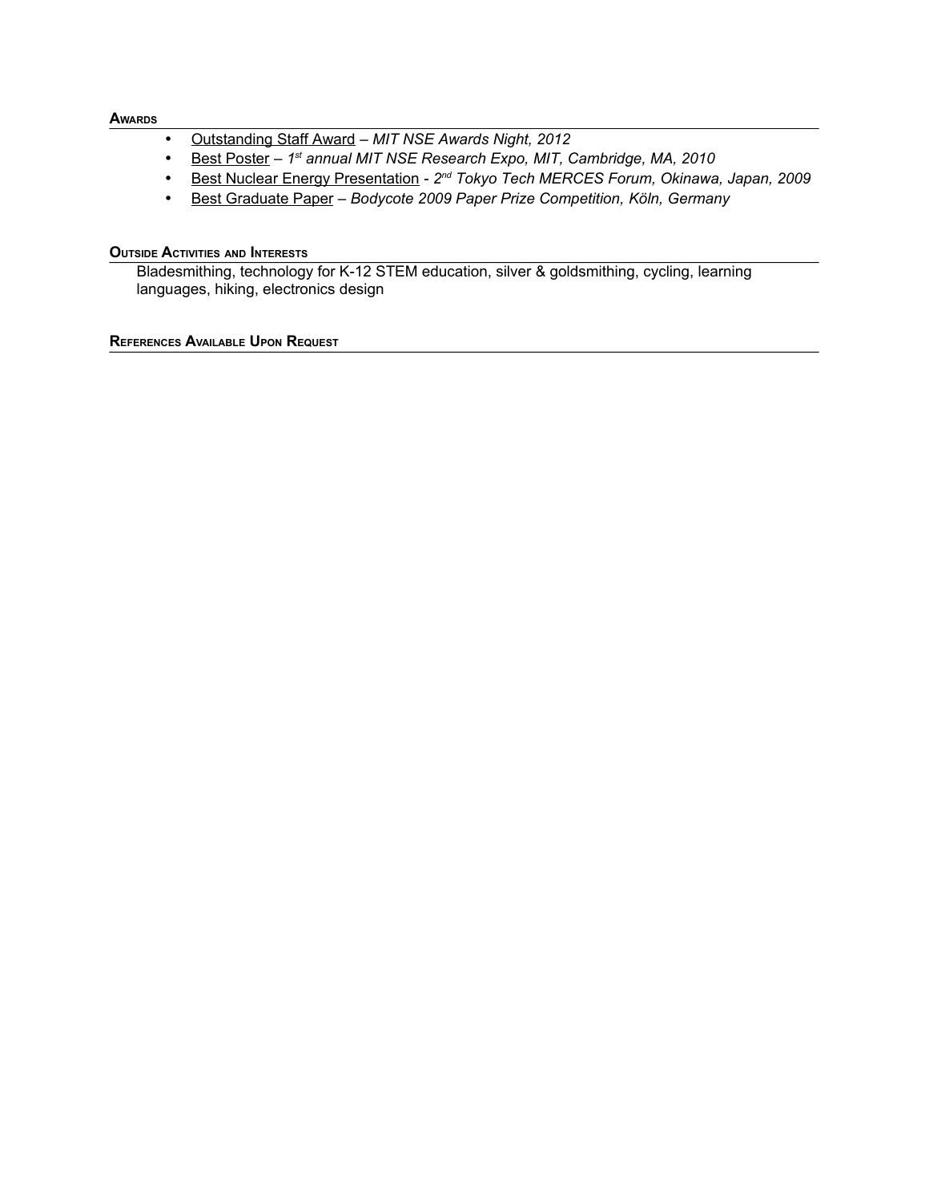## Awards

- Outstanding Staff Award – *MIT NSE Awards Night, 2012*
- Best Poster – *1st annual MIT NSE Research Expo, MIT, Cambridge, MA, 2010*
- Best Nuclear Energy Presentation - *2nd Tokyo Tech MERCES Forum, Okinawa, Japan, 2009*
- Best Graduate Paper – *Bodycote 2009 Paper Prize Competition, Köln, Germany*

## Outside Activities and Interests

Bladesmithing, technology for K-12 STEM education, silver & goldsmithing, cycling, learning languages, hiking, electronics design

## References Available Upon Request